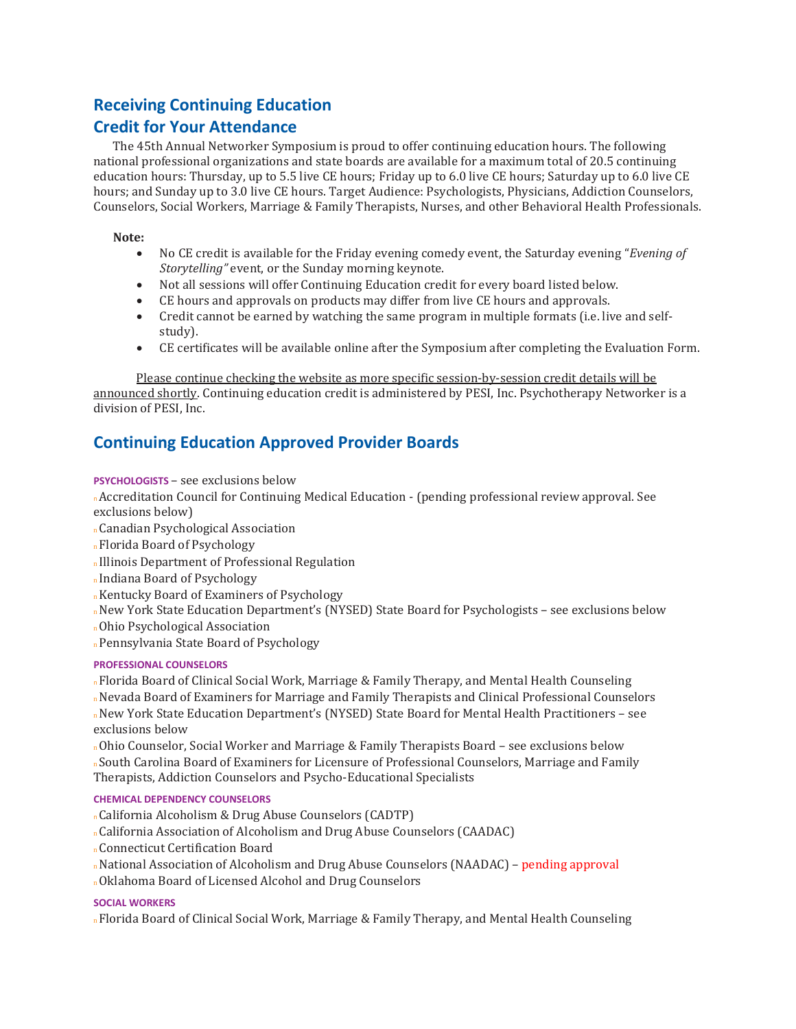## Receiving Continuing Education Credit for Your Attendance

The 45th Annual Networker Symposium is proud to offer continuing education hours. The following national professional organizations and state boards are available for a maximum total of 20.5 continuing education hours: Thursday, up to 5.5 live CE hours; Friday up to 6.0 live CE hours; Saturday up to 6.0 live CE hours; and Sunday up to 3.0 live CE hours. Target Audience: Psychologists, Physicians, Addiction Counselors, Counselors, Social Workers, Marriage & Family Therapists, Nurses, and other Behavioral Health Professionals.

**Note:**

- No CE credit is available for the Friday evening comedy event, the Saturday evening "*Evening of Storytelling"* event, or the Sunday morning keynote.
- Not all sessions will offer Continuing Education credit for every board listed below.
- CE hours and approvals on products may differ from live CE hours and approvals.
- Credit cannot be earned by watching the same program in multiple formats (i.e. live and self-study).
- CE certificates will be available online after the Symposium after completing the Evaluation Form.

Please continue checking the website as more specific session-by-session credit details will be announced shortly. Continuing education credit is administered by PESI, Inc. Psychotherapy Networker is a division of PESI, Inc.

## Continuing Education Approved Provider Boards

**PSYCHOLOGISTS** – see exclusions below

- Accreditation Council for Continuing Medical Education - (pending professional review approval. See exclusions below)
- Canadian Psychological Association
- Florida Board of Psychology
- Illinois Department of Professional Regulation
- Indiana Board of Psychology
- Kentucky Board of Examiners of Psychology
- New York State Education Department's (NYSED) State Board for Psychologists – see exclusions below
- Ohio Psychological Association
- Pennsylvania State Board of Psychology

**PROFESSIONAL COUNSELORS**

- Florida Board of Clinical Social Work, Marriage & Family Therapy, and Mental Health Counseling
- Nevada Board of Examiners for Marriage and Family Therapists and Clinical Professional Counselors
- New York State Education Department's (NYSED) State Board for Mental Health Practitioners – see exclusions below
- Ohio Counselor, Social Worker and Marriage & Family Therapists Board – see exclusions below
- South Carolina Board of Examiners for Licensure of Professional Counselors, Marriage and Family Therapists, Addiction Counselors and Psycho-Educational Specialists

**CHEMICAL DEPENDENCY COUNSELORS**

- California Alcoholism & Drug Abuse Counselors (CADTP)
- California Association of Alcoholism and Drug Abuse Counselors (CAADAC)
- Connecticut Certification Board
- National Association of Alcoholism and Drug Abuse Counselors (NAADAC) – pending approval
- Oklahoma Board of Licensed Alcohol and Drug Counselors

**SOCIAL WORKERS**

- Florida Board of Clinical Social Work, Marriage & Family Therapy, and Mental Health Counseling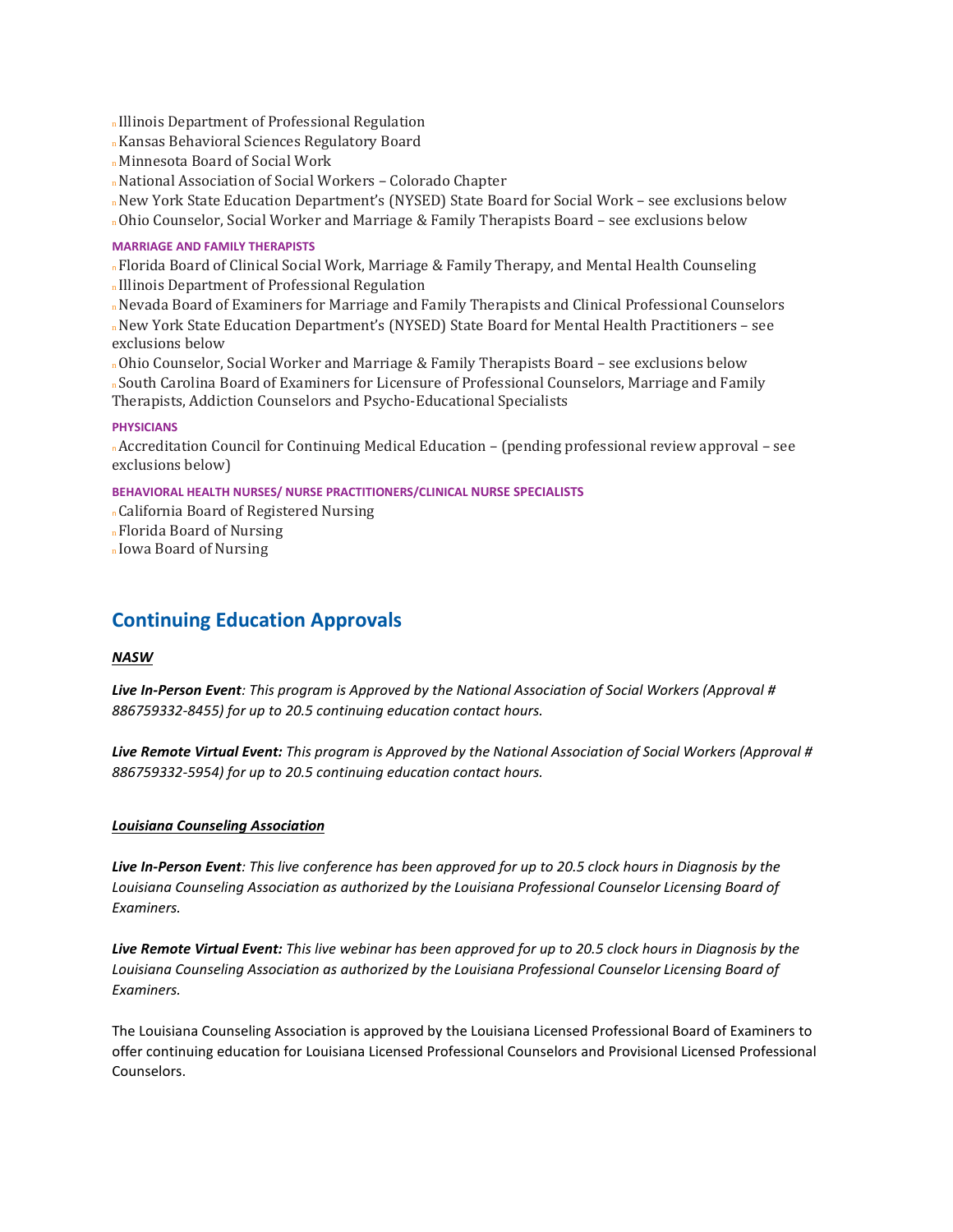- Illinois Department of Professional Regulation
- Kansas Behavioral Sciences Regulatory Board
- Minnesota Board of Social Work
- National Association of Social Workers – Colorado Chapter
- New York State Education Department's (NYSED) State Board for Social Work – see exclusions below
- Ohio Counselor, Social Worker and Marriage & Family Therapists Board – see exclusions below

#### MARRIAGE AND FAMILY THERAPISTS

- Florida Board of Clinical Social Work, Marriage & Family Therapy, and Mental Health Counseling
- Illinois Department of Professional Regulation
- Nevada Board of Examiners for Marriage and Family Therapists and Clinical Professional Counselors
- New York State Education Department's (NYSED) State Board for Mental Health Practitioners – see exclusions below
- Ohio Counselor, Social Worker and Marriage & Family Therapists Board – see exclusions below
- South Carolina Board of Examiners for Licensure of Professional Counselors, Marriage and Family Therapists, Addiction Counselors and Psycho-Educational Specialists

#### PHYSICIANS

- Accreditation Council for Continuing Medical Education – (pending professional review approval – see exclusions below)

#### BEHAVIORAL HEALTH NURSES/ NURSE PRACTITIONERS/CLINICAL NURSE SPECIALISTS

- California Board of Registered Nursing
- Florida Board of Nursing
- Iowa Board of Nursing

## Continuing Education Approvals

***NASW***

***Live In-Person Event****: This program is Approved by the National Association of Social Workers (Approval # 886759332-8455) for up to 20.5 continuing education contact hours.*

***Live Remote Virtual Event:*** *This program is Approved by the National Association of Social Workers (Approval # 886759332-5954) for up to 20.5 continuing education contact hours.*

***Louisiana Counseling Association***

***Live In-Person Event****: This live conference has been approved for up to 20.5 clock hours in Diagnosis by the Louisiana Counseling Association as authorized by the Louisiana Professional Counselor Licensing Board of Examiners.*

***Live Remote Virtual Event:*** *This live webinar has been approved for up to 20.5 clock hours in Diagnosis by the Louisiana Counseling Association as authorized by the Louisiana Professional Counselor Licensing Board of Examiners.*

The Louisiana Counseling Association is approved by the Louisiana Licensed Professional Board of Examiners to offer continuing education for Louisiana Licensed Professional Counselors and Provisional Licensed Professional Counselors.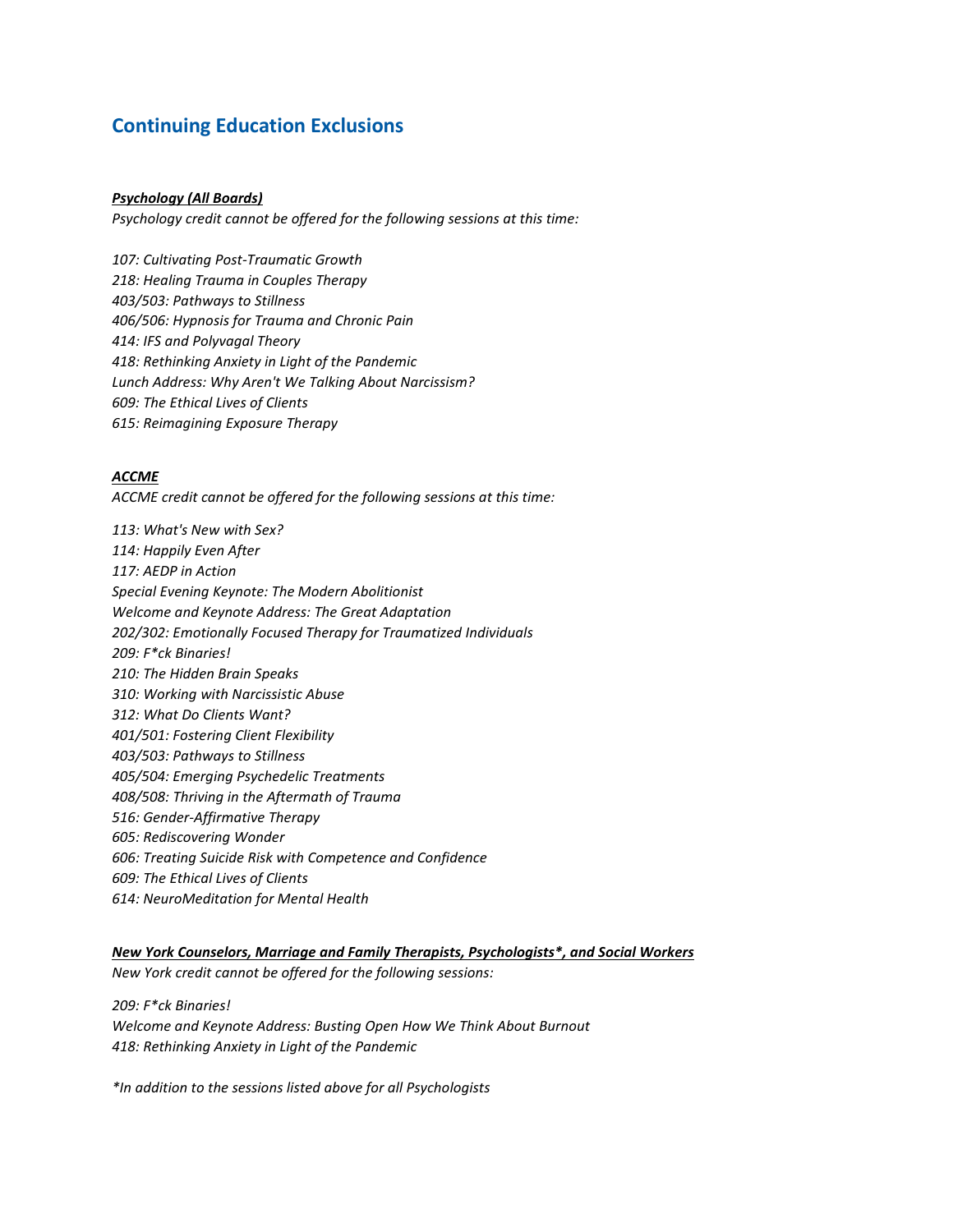## Continuing Education Exclusions

***Psychology (All Boards)***

*Psychology credit cannot be offered for the following sessions at this time:*

*107: Cultivating Post-Traumatic Growth*
*218: Healing Trauma in Couples Therapy*
*403/503: Pathways to Stillness*
*406/506: Hypnosis for Trauma and Chronic Pain*
*414: IFS and Polyvagal Theory*
*418: Rethinking Anxiety in Light of the Pandemic*
*Lunch Address: Why Aren't We Talking About Narcissism?*
*609: The Ethical Lives of Clients*
*615: Reimagining Exposure Therapy*

***ACCME***

*ACCME credit cannot be offered for the following sessions at this time:*

*113: What's New with Sex?*
*114: Happily Even After*
*117: AEDP in Action*
*Special Evening Keynote: The Modern Abolitionist*
*Welcome and Keynote Address: The Great Adaptation*
*202/302: Emotionally Focused Therapy for Traumatized Individuals*
*209: F*ck Binaries!*
*210: The Hidden Brain Speaks*
*310: Working with Narcissistic Abuse*
*312: What Do Clients Want?*
*401/501: Fostering Client Flexibility*
*403/503: Pathways to Stillness*
*405/504: Emerging Psychedelic Treatments*
*408/508: Thriving in the Aftermath of Trauma*
*516: Gender-Affirmative Therapy*
*605: Rediscovering Wonder*
*606: Treating Suicide Risk with Competence and Confidence*
*609: The Ethical Lives of Clients*
*614: NeuroMeditation for Mental Health*

***New York Counselors, Marriage and Family Therapists, Psychologists*, and Social Workers***

*New York credit cannot be offered for the following sessions:*

*209: F*ck Binaries!*
*Welcome and Keynote Address: Busting Open How We Think About Burnout*
*418: Rethinking Anxiety in Light of the Pandemic*

**In addition to the sessions listed above for all Psychologists*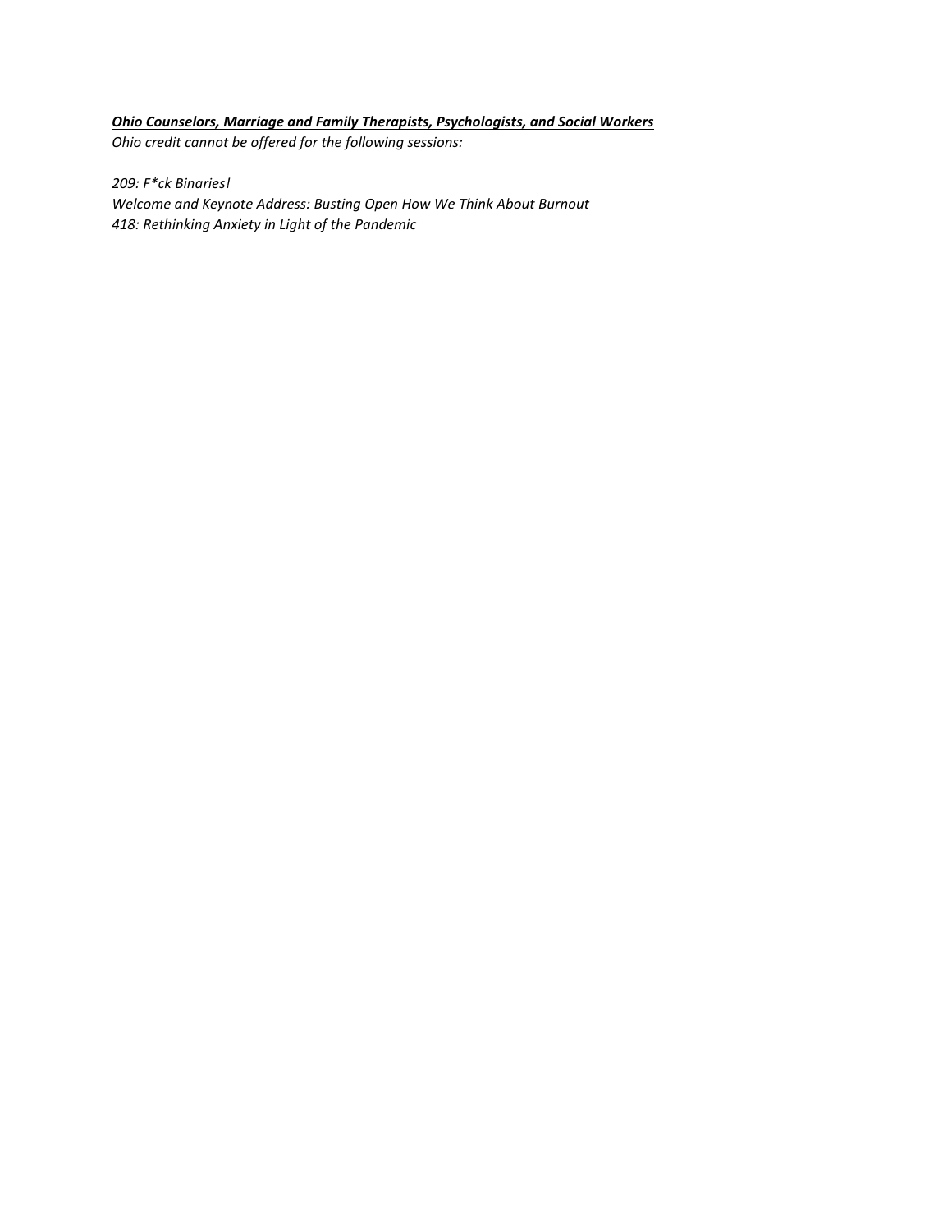***Ohio Counselors, Marriage and Family Therapists, Psychologists, and Social Workers***

*Ohio credit cannot be offered for the following sessions:*

*209: F*ck Binaries!*
*Welcome and Keynote Address: Busting Open How We Think About Burnout*
*418: Rethinking Anxiety in Light of the Pandemic*